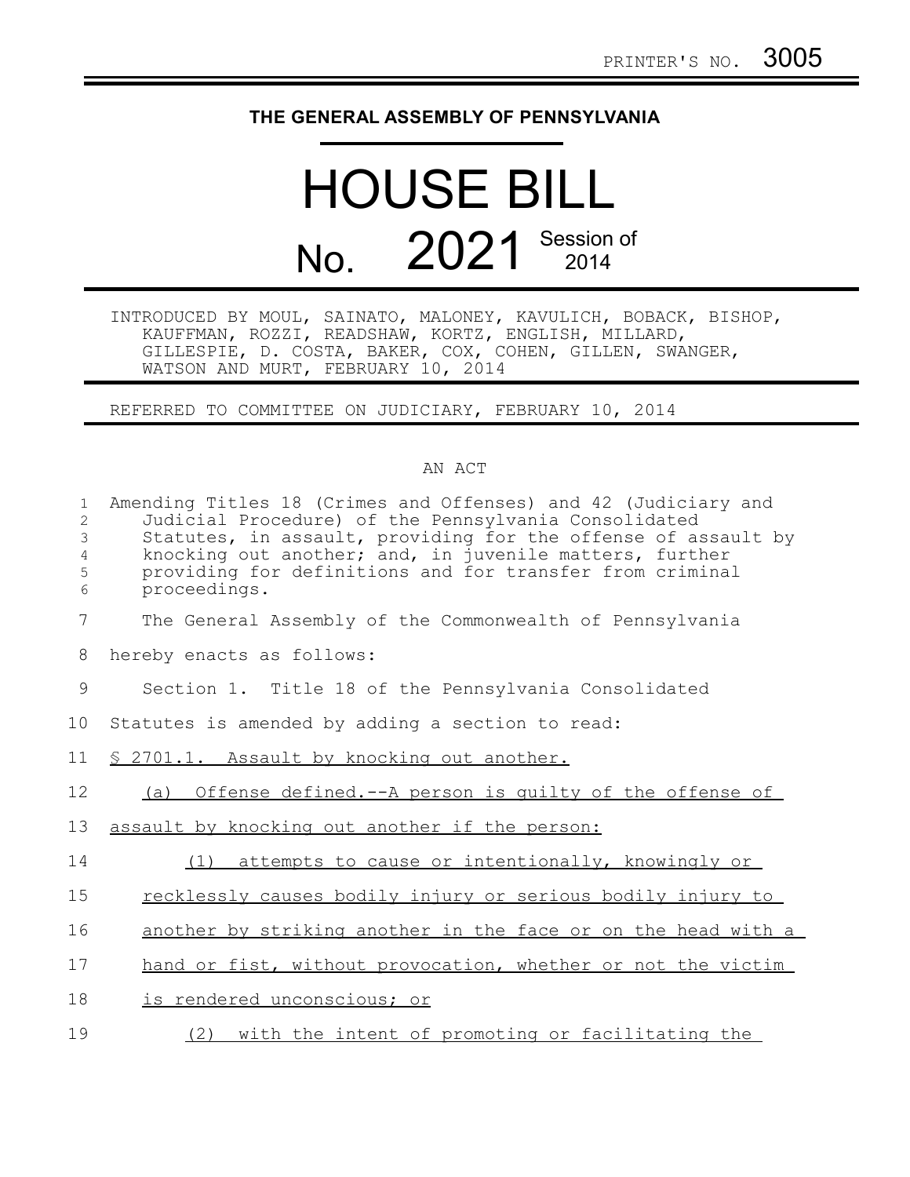PRINTER'S NO. 3005

# THE GENERAL ASSEMBLY OF PENNSYLVANIA

# HOUSE BILL

## No. 2021 Session of 2014

INTRODUCED BY MOUL, SAINATO, MALONEY, KAVULICH, BOBACK, BISHOP, KAUFFMAN, ROZZI, READSHAW, KORTZ, ENGLISH, MILLARD, GILLESPIE, D. COSTA, BAKER, COX, COHEN, GILLEN, SWANGER, WATSON AND MURT, FEBRUARY 10, 2014

REFERRED TO COMMITTEE ON JUDICIARY, FEBRUARY 10, 2014

AN ACT

1 Amending Titles 18 (Crimes and Offenses) and 42 (Judiciary and
2 Judicial Procedure) of the Pennsylvania Consolidated
3 Statutes, in assault, providing for the offense of assault by
4 knocking out another; and, in juvenile matters, further
5 providing for definitions and for transfer from criminal
6 proceedings.

7 The General Assembly of the Commonwealth of Pennsylvania
8 hereby enacts as follows:

9 Section 1. Title 18 of the Pennsylvania Consolidated
10 Statutes is amended by adding a section to read:

11 <u>§ 2701.1. Assault by knocking out another.</u>

12 <u>(a) Offense defined.--A person is guilty of the offense of</u>
13 <u>assault by knocking out another if the person:</u>

14 <u>(1) attempts to cause or intentionally, knowingly or</u>
15 <u>recklessly causes bodily injury or serious bodily injury to</u>
16 <u>another by striking another in the face or on the head with a</u>
17 <u>hand or fist, without provocation, whether or not the victim</u>
18 <u>is rendered unconscious; or</u>

19 <u>(2) with the intent of promoting or facilitating the</u>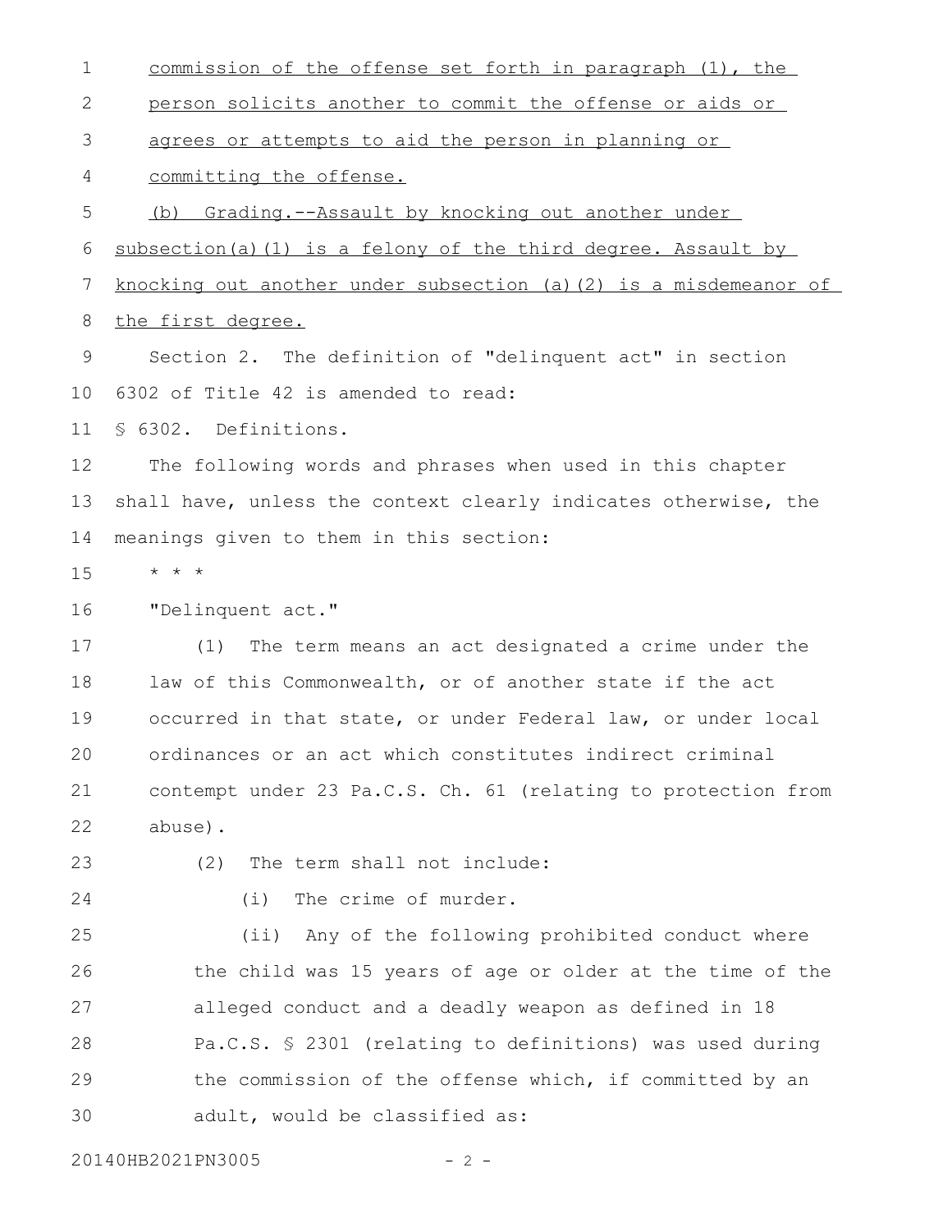commission of the offense set forth in paragraph (1), the person solicits another to commit the offense or aids or agrees or attempts to aid the person in planning or committing the offense.

(b) Grading.--Assault by knocking out another under subsection(a)(1) is a felony of the third degree. Assault by knocking out another under subsection (a)(2) is a misdemeanor of the first degree.

Section 2. The definition of "delinquent act" in section 6302 of Title 42 is amended to read:

§ 6302. Definitions.

The following words and phrases when used in this chapter shall have, unless the context clearly indicates otherwise, the meanings given to them in this section:

\* \* \*

"Delinquent act."

(1) The term means an act designated a crime under the law of this Commonwealth, or of another state if the act occurred in that state, or under Federal law, or under local ordinances or an act which constitutes indirect criminal contempt under 23 Pa.C.S. Ch. 61 (relating to protection from abuse).

(2) The term shall not include:

(i) The crime of murder.

(ii) Any of the following prohibited conduct where the child was 15 years of age or older at the time of the alleged conduct and a deadly weapon as defined in 18 Pa.C.S. § 2301 (relating to definitions) was used during the commission of the offense which, if committed by an adult, would be classified as: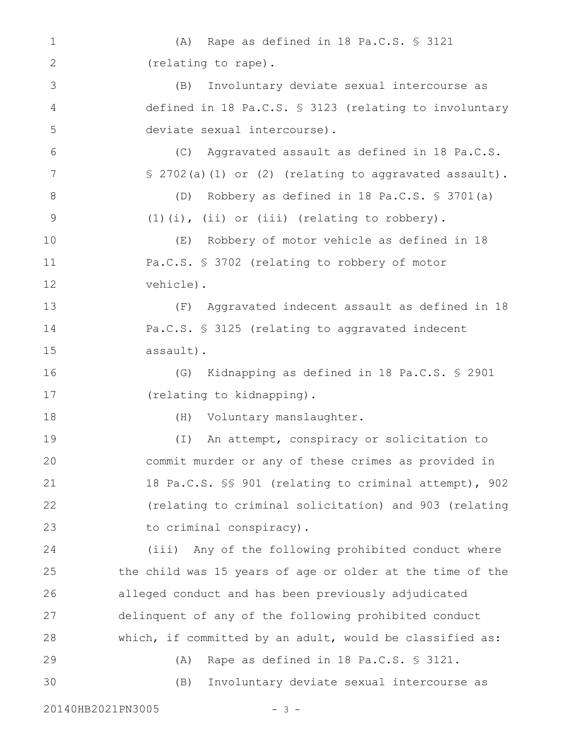(A) Rape as defined in 18 Pa.C.S. § 3121 (relating to rape).

(B) Involuntary deviate sexual intercourse as defined in 18 Pa.C.S. § 3123 (relating to involuntary deviate sexual intercourse).

(C) Aggravated assault as defined in 18 Pa.C.S. § 2702(a)(1) or (2) (relating to aggravated assault).

(D) Robbery as defined in 18 Pa.C.S. § 3701(a)(1)(i), (ii) or (iii) (relating to robbery).

(E) Robbery of motor vehicle as defined in 18 Pa.C.S. § 3702 (relating to robbery of motor vehicle).

(F) Aggravated indecent assault as defined in 18 Pa.C.S. § 3125 (relating to aggravated indecent assault).

(G) Kidnapping as defined in 18 Pa.C.S. § 2901 (relating to kidnapping).

(H) Voluntary manslaughter.

(I) An attempt, conspiracy or solicitation to commit murder or any of these crimes as provided in 18 Pa.C.S. §§ 901 (relating to criminal attempt), 902 (relating to criminal solicitation) and 903 (relating to criminal conspiracy).

(iii) Any of the following prohibited conduct where the child was 15 years of age or older at the time of the alleged conduct and has been previously adjudicated delinquent of any of the following prohibited conduct which, if committed by an adult, would be classified as:

(A) Rape as defined in 18 Pa.C.S. § 3121.

(B) Involuntary deviate sexual intercourse as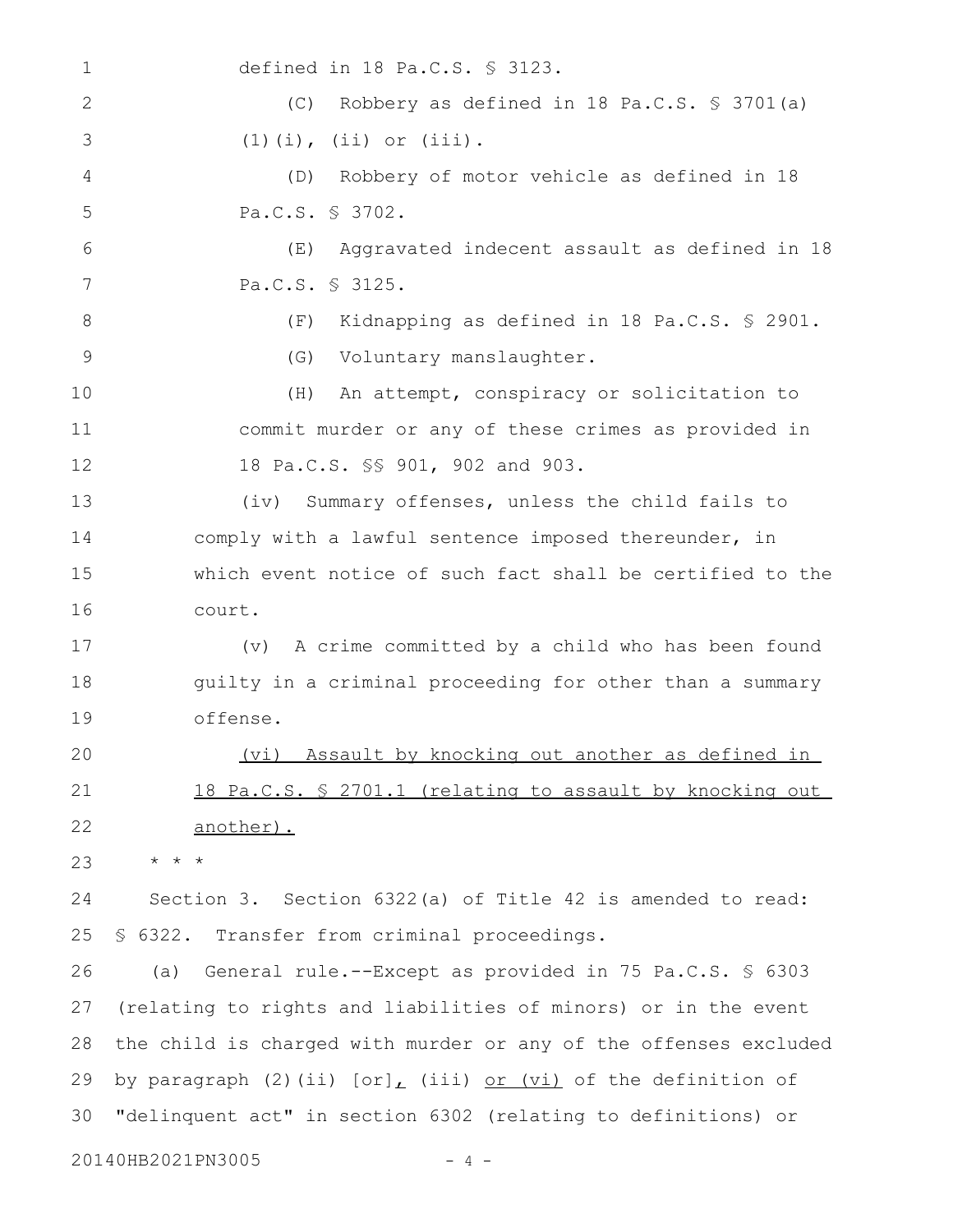defined in 18 Pa.C.S. § 3123.

(C) Robbery as defined in 18 Pa.C.S. § 3701(a)(1)(i), (ii) or (iii).

(D) Robbery of motor vehicle as defined in 18 Pa.C.S. § 3702.

(E) Aggravated indecent assault as defined in 18 Pa.C.S. § 3125.

(F) Kidnapping as defined in 18 Pa.C.S. § 2901.

(G) Voluntary manslaughter.

(H) An attempt, conspiracy or solicitation to commit murder or any of these crimes as provided in 18 Pa.C.S. §§ 901, 902 and 903.

(iv) Summary offenses, unless the child fails to comply with a lawful sentence imposed thereunder, in which event notice of such fact shall be certified to the court.

(v) A crime committed by a child who has been found guilty in a criminal proceeding for other than a summary offense.

<u>(vi) Assault by knocking out another as defined in 18 Pa.C.S. § 2701.1 (relating to assault by knocking out another).</u>

* * *

Section 3. Section 6322(a) of Title 42 is amended to read:

§ 6322. Transfer from criminal proceedings.

(a) General rule.--Except as provided in 75 Pa.C.S. § 6303 (relating to rights and liabilities of minors) or in the event the child is charged with murder or any of the offenses excluded by paragraph (2)(ii) [or]<u>,</u> (iii) <u>or (vi)</u> of the definition of "delinquent act" in section 6302 (relating to definitions) or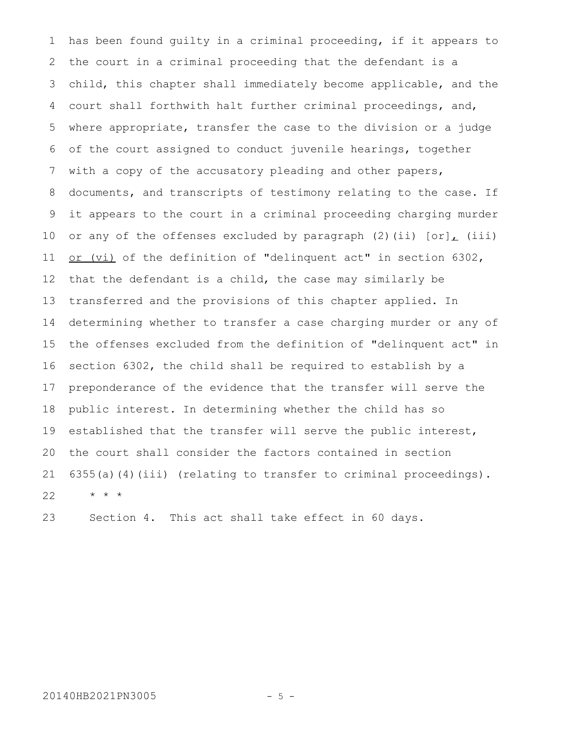has been found guilty in a criminal proceeding, if it appears to the court in a criminal proceeding that the defendant is a child, this chapter shall immediately become applicable, and the court shall forthwith halt further criminal proceedings, and, where appropriate, transfer the case to the division or a judge of the court assigned to conduct juvenile hearings, together with a copy of the accusatory pleading and other papers, documents, and transcripts of testimony relating to the case. If it appears to the court in a criminal proceeding charging murder or any of the offenses excluded by paragraph (2)(ii) [or], (iii) or (vi) of the definition of "delinquent act" in section 6302, that the defendant is a child, the case may similarly be transferred and the provisions of this chapter applied. In determining whether to transfer a case charging murder or any of the offenses excluded from the definition of "delinquent act" in section 6302, the child shall be required to establish by a preponderance of the evidence that the transfer will serve the public interest. In determining whether the child has so established that the transfer will serve the public interest, the court shall consider the factors contained in section 6355(a)(4)(iii) (relating to transfer to criminal proceedings).

\* \* \*

Section 4. This act shall take effect in 60 days.